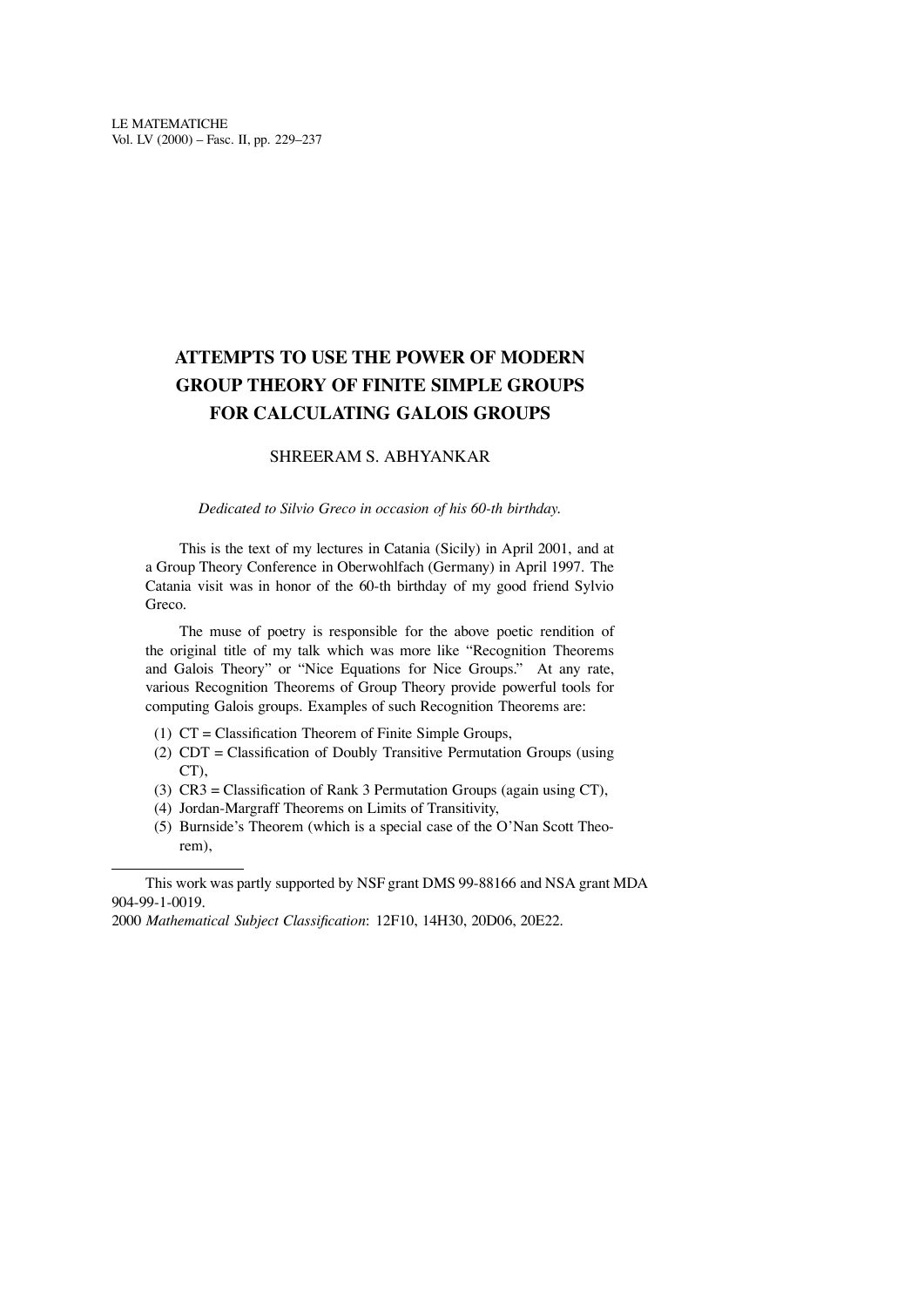# ATTEMPTS TO USE THE POWER OF MODERN GROUP THEORY OF FINITE SIMPLE GROUPS FOR CALCULATING GALOIS GROUPS

SHREERAM S. ABHYANKAR

*Dedicated to Silvio Greco in occasion of his 60-th birthday.*

This is the text of my lectures in Catania (Sicily) in April 2001, and at a Group Theory Conference in Oberwohlfach (Germany) in April 1997. The Catania visit was in honor of the 60-th birthday of my good friend Sylvio Greco.

The muse of poetry is responsible for the above poetic rendition of the original title of my talk which was more like "Recognition Theorems and Galois Theory" or "Nice Equations for Nice Groups." At any rate, various Recognition Theorems of Group Theory provide powerful tools for computing Galois groups. Examples of such Recognition Theorems are:

(1) CT = Classification Theorem of Finite Simple Groups,
(2) CDT = Classification of Doubly Transitive Permutation Groups (using CT),
(3) CR3 = Classification of Rank 3 Permutation Groups (again using CT),
(4) Jordan-Margraff Theorems on Limits of Transitivity,
(5) Burnside's Theorem (which is a special case of the O'Nan Scott Theorem),

---

This work was partly supported by NSF grant DMS 99-88166 and NSA grant MDA 904-99-1-0019.

2000 *Mathematical Subject Classification*: 12F10, 14H30, 20D06, 20E22.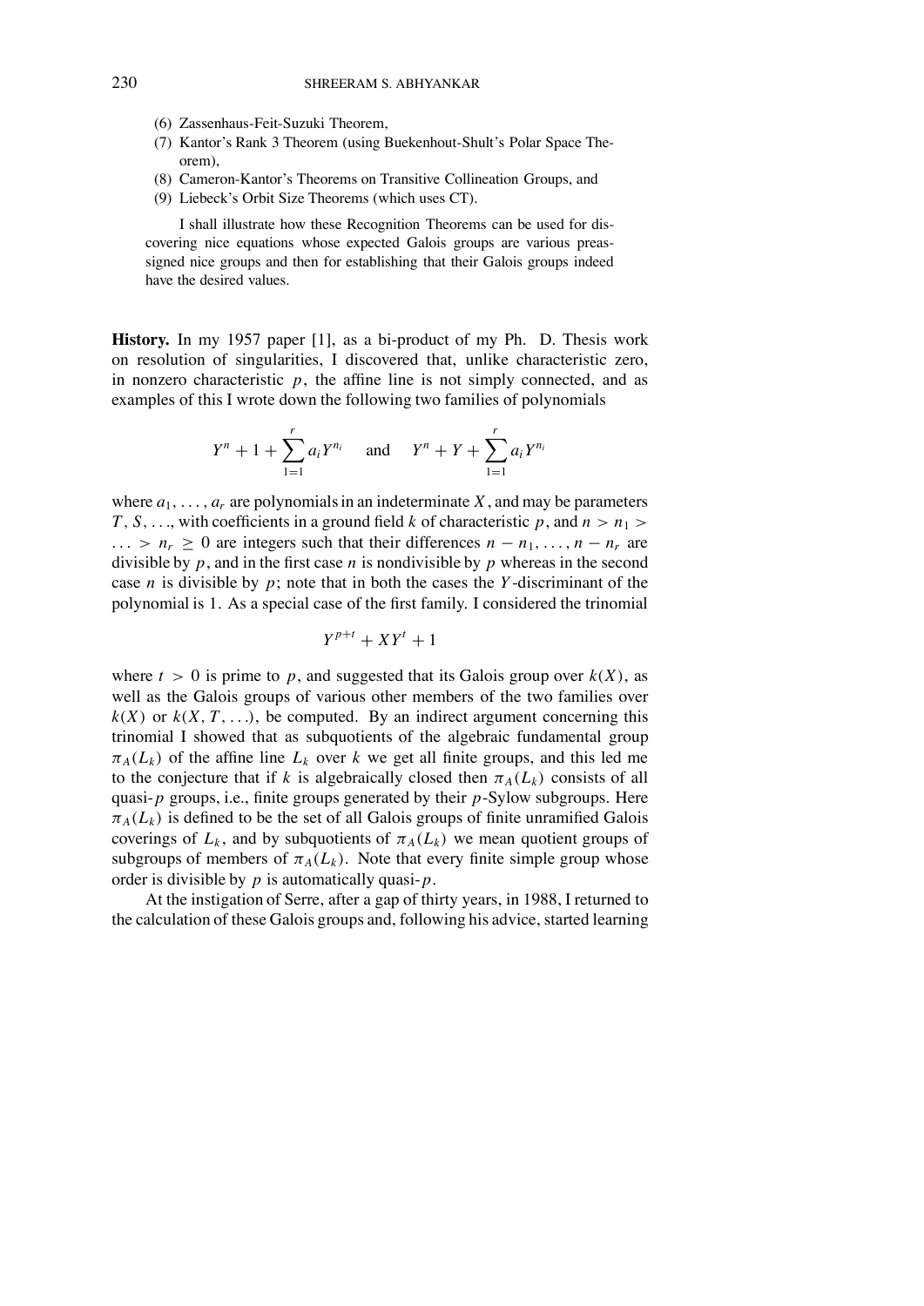(6) Zassenhaus-Feit-Suzuki Theorem,
(7) Kantor's Rank 3 Theorem (using Buekenhout-Shult's Polar Space Theorem),
(8) Cameron-Kantor's Theorems on Transitive Collineation Groups, and
(9) Liebeck's Orbit Size Theorems (which uses CT).

I shall illustrate how these Recognition Theorems can be used for discovering nice equations whose expected Galois groups are various preassigned nice groups and then for establishing that their Galois groups indeed have the desired values.

**History.** In my 1957 paper [1], as a bi-product of my Ph. D. Thesis work on resolution of singularities, I discovered that, unlike characteristic zero, in nonzero characteristic $p$, the affine line is not simply connected, and as examples of this I wrote down the following two families of polynomials

$$Y^n + 1 + \sum_{1=1}^{r} a_i Y^{n_i} \quad \text{and} \quad Y^n + Y + \sum_{1=1}^{r} a_i Y^{n_i}$$

where $a_1, \ldots, a_r$ are polynomials in an indeterminate $X$, and may be parameters $T, S, \ldots$, with coefficients in a ground field $k$ of characteristic $p$, and $n > n_1 > \ldots > n_r \geq 0$ are integers such that their differences $n - n_1, \ldots, n - n_r$ are divisible by $p$, and in the first case $n$ is nondivisible by $p$ whereas in the second case $n$ is divisible by $p$; note that in both the cases the $Y$-discriminant of the polynomial is 1. As a special case of the first family. I considered the trinomial

$$Y^{p+t} + XY^t + 1$$

where $t > 0$ is prime to $p$, and suggested that its Galois group over $k(X)$, as well as the Galois groups of various other members of the two families over $k(X)$ or $k(X, T, \ldots)$, be computed. By an indirect argument concerning this trinomial I showed that as subquotients of the algebraic fundamental group $\pi_A(L_k)$ of the affine line $L_k$ over $k$ we get all finite groups, and this led me to the conjecture that if $k$ is algebraically closed then $\pi_A(L_k)$ consists of all quasi-$p$ groups, i.e., finite groups generated by their $p$-Sylow subgroups. Here $\pi_A(L_k)$ is defined to be the set of all Galois groups of finite unramified Galois coverings of $L_k$, and by subquotients of $\pi_A(L_k)$ we mean quotient groups of subgroups of members of $\pi_A(L_k)$. Note that every finite simple group whose order is divisible by $p$ is automatically quasi-$p$.

At the instigation of Serre, after a gap of thirty years, in 1988, I returned to the calculation of these Galois groups and, following his advice, started learning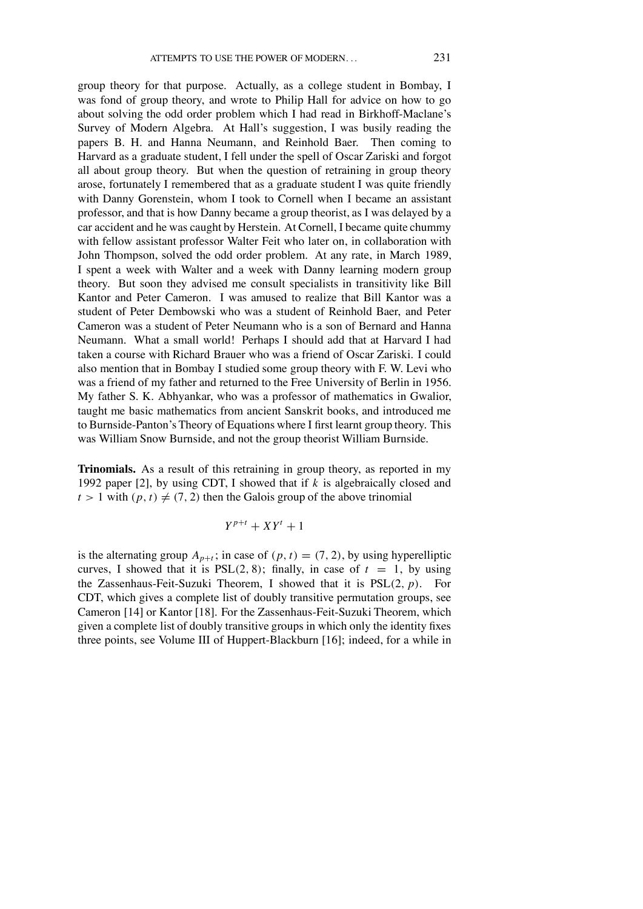group theory for that purpose. Actually, as a college student in Bombay, I was fond of group theory, and wrote to Philip Hall for advice on how to go about solving the odd order problem which I had read in Birkhoff-Maclane's Survey of Modern Algebra. At Hall's suggestion, I was busily reading the papers B. H. and Hanna Neumann, and Reinhold Baer. Then coming to Harvard as a graduate student, I fell under the spell of Oscar Zariski and forgot all about group theory. But when the question of retraining in group theory arose, fortunately I remembered that as a graduate student I was quite friendly with Danny Gorenstein, whom I took to Cornell when I became an assistant professor, and that is how Danny became a group theorist, as I was delayed by a car accident and he was caught by Herstein. At Cornell, I became quite chummy with fellow assistant professor Walter Feit who later on, in collaboration with John Thompson, solved the odd order problem. At any rate, in March 1989, I spent a week with Walter and a week with Danny learning modern group theory. But soon they advised me consult specialists in transitivity like Bill Kantor and Peter Cameron. I was amused to realize that Bill Kantor was a student of Peter Dembowski who was a student of Reinhold Baer, and Peter Cameron was a student of Peter Neumann who is a son of Bernard and Hanna Neumann. What a small world! Perhaps I should add that at Harvard I had taken a course with Richard Brauer who was a friend of Oscar Zariski. I could also mention that in Bombay I studied some group theory with F. W. Levi who was a friend of my father and returned to the Free University of Berlin in 1956. My father S. K. Abhyankar, who was a professor of mathematics in Gwalior, taught me basic mathematics from ancient Sanskrit books, and introduced me to Burnside-Panton's Theory of Equations where I first learnt group theory. This was William Snow Burnside, and not the group theorist William Burnside.

**Trinomials.** As a result of this retraining in group theory, as reported in my 1992 paper [2], by using CDT, I showed that if $k$ is algebraically closed and $t > 1$ with $(p, t) \neq (7, 2)$ then the Galois group of the above trinomial

$$Y^{p+t} + XY^t + 1$$

is the alternating group $A_{p+t}$; in case of $(p, t) = (7, 2)$, by using hyperelliptic curves, I showed that it is $\mathrm{PSL}(2, 8)$; finally, in case of $t = 1$, by using the Zassenhaus-Feit-Suzuki Theorem, I showed that it is $\mathrm{PSL}(2, p)$. For CDT, which gives a complete list of doubly transitive permutation groups, see Cameron [14] or Kantor [18]. For the Zassenhaus-Feit-Suzuki Theorem, which given a complete list of doubly transitive groups in which only the identity fixes three points, see Volume III of Huppert-Blackburn [16]; indeed, for a while in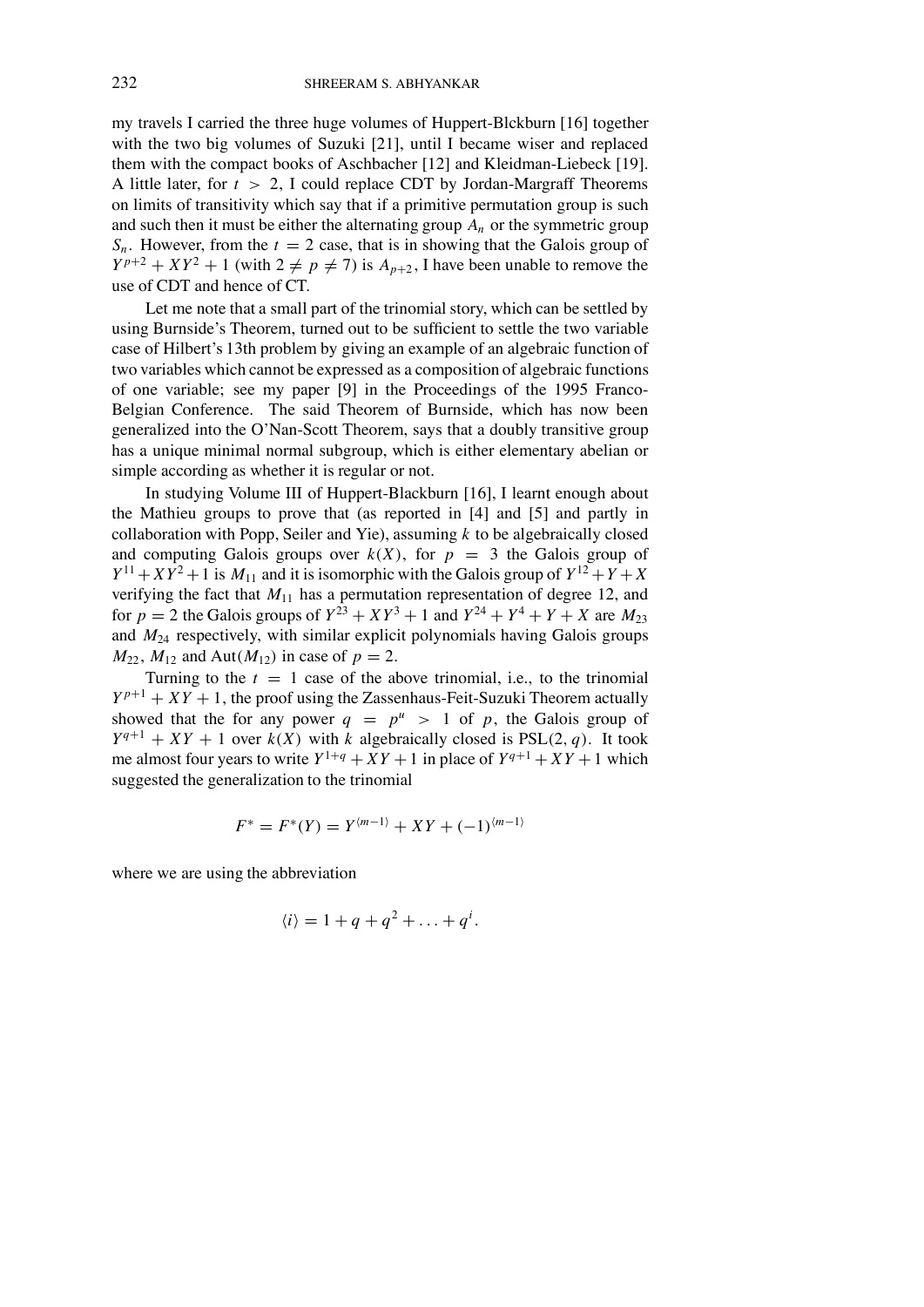my travels I carried the three huge volumes of Huppert-Blckburn [16] together with the two big volumes of Suzuki [21], until I became wiser and replaced them with the compact books of Aschbacher [12] and Kleidman-Liebeck [19]. A little later, for $t > 2$, I could replace CDT by Jordan-Margraff Theorems on limits of transitivity which say that if a primitive permutation group is such and such then it must be either the alternating group $A_n$ or the symmetric group $S_n$. However, from the $t = 2$ case, that is in showing that the Galois group of $Y^{p+2} + XY^2 + 1$ (with $2 \neq p \neq 7$) is $A_{p+2}$, I have been unable to remove the use of CDT and hence of CT.

Let me note that a small part of the trinomial story, which can be settled by using Burnside's Theorem, turned out to be sufficient to settle the two variable case of Hilbert's 13th problem by giving an example of an algebraic function of two variables which cannot be expressed as a composition of algebraic functions of one variable; see my paper [9] in the Proceedings of the 1995 Franco-Belgian Conference. The said Theorem of Burnside, which has now been generalized into the O'Nan-Scott Theorem, says that a doubly transitive group has a unique minimal normal subgroup, which is either elementary abelian or simple according as whether it is regular or not.

In studying Volume III of Huppert-Blackburn [16], I learnt enough about the Mathieu groups to prove that (as reported in [4] and [5] and partly in collaboration with Popp, Seiler and Yie), assuming $k$ to be algebraically closed and computing Galois groups over $k(X)$, for $p = 3$ the Galois group of $Y^{11} + XY^2 + 1$ is $M_{11}$ and it is isomorphic with the Galois group of $Y^{12} + Y + X$ verifying the fact that $M_{11}$ has a permutation representation of degree 12, and for $p = 2$ the Galois groups of $Y^{23} + XY^3 + 1$ and $Y^{24} + Y^4 + Y + X$ are $M_{23}$ and $M_{24}$ respectively, with similar explicit polynomials having Galois groups $M_{22}$, $M_{12}$ and $\mathrm{Aut}(M_{12})$ in case of $p = 2$.

Turning to the $t = 1$ case of the above trinomial, i.e., to the trinomial $Y^{p+1} + XY + 1$, the proof using the Zassenhaus-Feit-Suzuki Theorem actually showed that the for any power $q = p^u > 1$ of $p$, the Galois group of $Y^{q+1} + XY + 1$ over $k(X)$ with $k$ algebraically closed is $\mathrm{PSL}(2, q)$. It took me almost four years to write $Y^{1+q} + XY + 1$ in place of $Y^{q+1} + XY + 1$ which suggested the generalization to the trinomial

$$F^* = F^*(Y) = Y^{\langle m-1 \rangle} + XY + (-1)^{\langle m-1 \rangle}$$

where we are using the abbreviation

$$\langle i \rangle = 1 + q + q^2 + \ldots + q^i.$$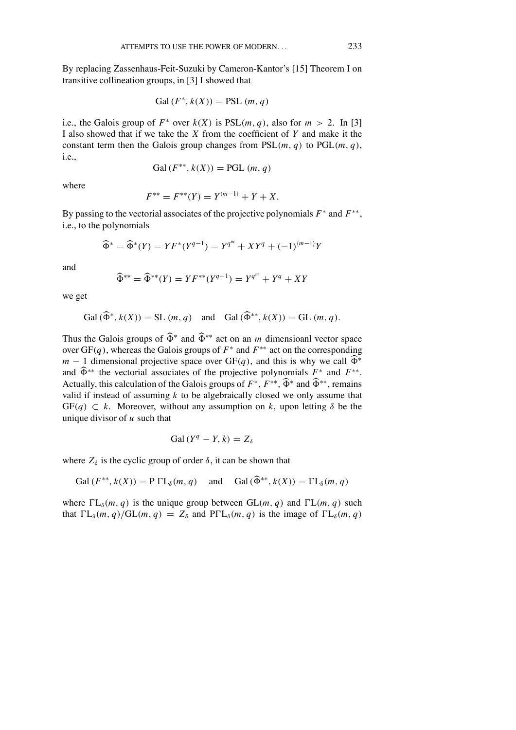By replacing Zassenhaus-Feit-Suzuki by Cameron-Kantor's [15] Theorem I on transitive collineation groups, in [3] I showed that

$$\text{Gal}\,(F^*, k(X)) = \text{PSL}\,(m, q)$$

i.e., the Galois group of $F^*$ over $k(X)$ is $\text{PSL}(m, q)$, also for $m > 2$. In [3] I also showed that if we take the $X$ from the coefficient of $Y$ and make it the constant term then the Galois group changes from $\text{PSL}(m, q)$ to $\text{PGL}(m, q)$, i.e.,

$$\text{Gal}\,(F^{**}, k(X)) = \text{PGL}\,(m, q)$$

where

$$F^{**} = F^{**}(Y) = Y^{\langle m-1 \rangle} + Y + X.$$

By passing to the vectorial associates of the projective polynomials $F^*$ and $F^{**}$, i.e., to the polynomials

$$\widehat{\Phi}^* = \widehat{\Phi}^*(Y) = YF^*(Y^{q-1}) = Y^{q^m} + XY^q + (-1)^{\langle m-1 \rangle} Y$$

and

$$\widehat{\Phi}^{**} = \widehat{\Phi}^{**}(Y) = YF^{**}(Y^{q-1}) = Y^{q^m} + Y^q + XY$$

we get

$$\text{Gal}\,(\widehat{\Phi}^*, k(X)) = \text{SL}\,(m, q) \quad \text{and} \quad \text{Gal}\,(\widehat{\Phi}^{**}, k(X)) = \text{GL}\,(m, q).$$

Thus the Galois groups of $\widehat{\Phi}^*$ and $\widehat{\Phi}^{**}$ act on an $m$ dimensioanl vector space over $\text{GF}(q)$, whereas the Galois groups of $F^*$ and $F^{**}$ act on the corresponding $m-1$ dimensional projective space over $\text{GF}(q)$, and this is why we call $\widehat{\Phi}^*$ and $\widehat{\Phi}^{**}$ the vectorial associates of the projective polynomials $F^*$ and $F^{**}$. Actually, this calculation of the Galois groups of $F^*$, $F^{**}$, $\widehat{\Phi}^*$ and $\widehat{\Phi}^{**}$, remains valid if instead of assuming $k$ to be algebraically closed we only assume that $\text{GF}(q) \subset k$. Moreover, without any assumption on $k$, upon letting $\delta$ be the unique divisor of $u$ such that

$$\text{Gal}\,(Y^q - Y, k) = Z_\delta$$

where $Z_\delta$ is the cyclic group of order $\delta$, it can be shown that

$$\text{Gal}\,(F^{**}, k(X)) = \text{P}\,\Gamma\text{L}_\delta(m, q) \quad \text{and} \quad \text{Gal}\,(\widehat{\Phi}^{**}, k(X)) = \Gamma\text{L}_\delta(m, q)$$

where $\Gamma\text{L}_\delta(m, q)$ is the unique group between $\text{GL}(m, q)$ and $\Gamma\text{L}(m, q)$ such that $\Gamma\text{L}_\delta(m, q)/\text{GL}(m, q) = Z_\delta$ and $\text{P}\Gamma\text{L}_\delta(m, q)$ is the image of $\Gamma\text{L}_\delta(m, q)$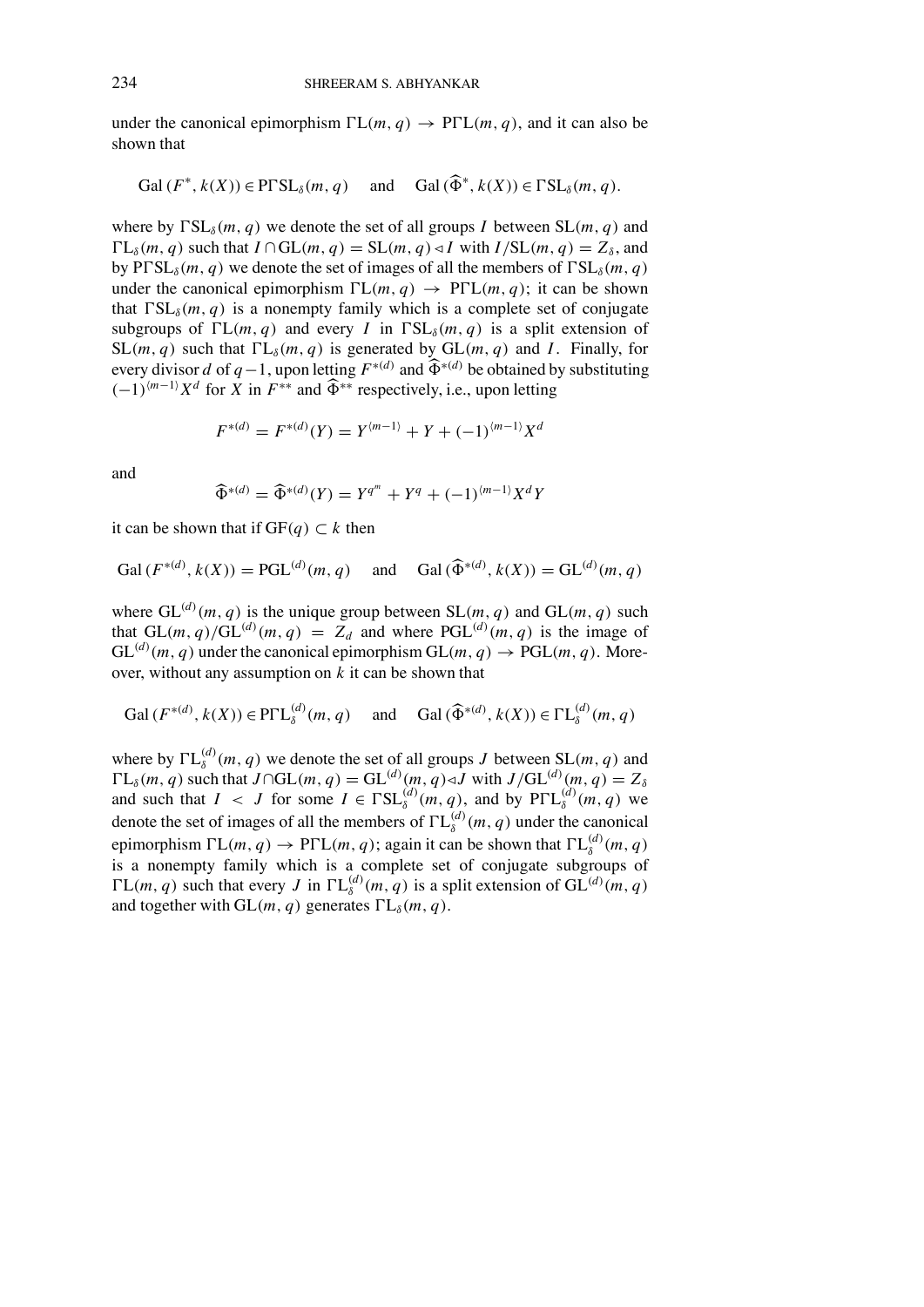under the canonical epimorphism $\Gamma L(m, q) \to P\Gamma L(m, q)$, and it can also be shown that

$$\mathrm{Gal}\,(F^*, k(X)) \in P\Gamma SL_\delta(m, q) \quad \text{and} \quad \mathrm{Gal}\,(\widehat{\Phi}^*, k(X)) \in \Gamma SL_\delta(m, q).$$

where by $\Gamma SL_\delta(m, q)$ we denote the set of all groups $I$ between $SL(m, q)$ and $\Gamma L_\delta(m, q)$ such that $I \cap GL(m, q) = SL(m, q) \triangleleft I$ with $I/SL(m, q) = Z_\delta$, and by $P\Gamma SL_\delta(m, q)$ we denote the set of images of all the members of $\Gamma SL_\delta(m, q)$ under the canonical epimorphism $\Gamma L(m, q) \to P\Gamma L(m, q)$; it can be shown that $\Gamma SL_\delta(m, q)$ is a nonempty family which is a complete set of conjugate subgroups of $\Gamma L(m, q)$ and every $I$ in $\Gamma SL_\delta(m, q)$ is a split extension of $SL(m, q)$ such that $\Gamma L_\delta(m, q)$ is generated by $GL(m, q)$ and $I$. Finally, for every divisor $d$ of $q-1$, upon letting $F^{*(d)}$ and $\widehat{\Phi}^{*(d)}$ be obtained by substituting $(-1)^{\langle m-1 \rangle} X^d$ for $X$ in $F^{**}$ and $\widehat{\Phi}^{**}$ respectively, i.e., upon letting

$$F^{*(d)} = F^{*(d)}(Y) = Y^{\langle m-1 \rangle} + Y + (-1)^{\langle m-1 \rangle} X^d$$

and

$$\widehat{\Phi}^{*(d)} = \widehat{\Phi}^{*(d)}(Y) = Y^{q^m} + Y^q + (-1)^{\langle m-1 \rangle} X^d Y$$

it can be shown that if $GF(q) \subset k$ then

$$\mathrm{Gal}\,(F^{*(d)}, k(X)) = PGL^{(d)}(m, q) \quad \text{and} \quad \mathrm{Gal}\,(\widehat{\Phi}^{*(d)}, k(X)) = GL^{(d)}(m, q)$$

where $GL^{(d)}(m, q)$ is the unique group between $SL(m, q)$ and $GL(m, q)$ such that $GL(m, q)/GL^{(d)}(m, q) = Z_d$ and where $PGL^{(d)}(m, q)$ is the image of $GL^{(d)}(m, q)$ under the canonical epimorphism $GL(m, q) \to PGL(m, q)$. Moreover, without any assumption on $k$ it can be shown that

$$\mathrm{Gal}\,(F^{*(d)}, k(X)) \in P\Gamma L_\delta^{(d)}(m, q) \quad \text{and} \quad \mathrm{Gal}\,(\widehat{\Phi}^{*(d)}, k(X)) \in \Gamma L_\delta^{(d)}(m, q)$$

where by $\Gamma L_\delta^{(d)}(m, q)$ we denote the set of all groups $J$ between $SL(m, q)$ and $\Gamma L_\delta(m, q)$ such that $J \cap GL(m, q) = GL^{(d)}(m, q) \triangleleft J$ with $J/GL^{(d)}(m, q) = Z_\delta$ and such that $I < J$ for some $I \in \Gamma SL_\delta^{(d)}(m, q)$, and by $P\Gamma L_\delta^{(d)}(m, q)$ we denote the set of images of all the members of $\Gamma L_\delta^{(d)}(m, q)$ under the canonical epimorphism $\Gamma L(m, q) \to P\Gamma L(m, q)$; again it can be shown that $\Gamma L_\delta^{(d)}(m, q)$ is a nonempty family which is a complete set of conjugate subgroups of $\Gamma L(m, q)$ such that every $J$ in $\Gamma L_\delta^{(d)}(m, q)$ is a split extension of $GL^{(d)}(m, q)$ and together with $GL(m, q)$ generates $\Gamma L_\delta(m, q)$.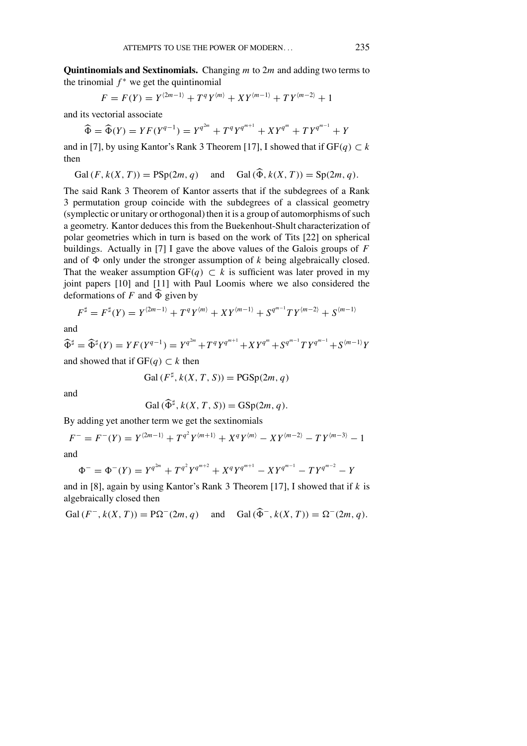**Quintinomials and Sextinomials.** Changing $m$ to $2m$ and adding two terms to the trinomial $f^*$ we get the quintinomial

$$F = F(Y) = Y^{\langle 2m-1\rangle} + T^q Y^{\langle m\rangle} + XY^{\langle m-1\rangle} + TY^{\langle m-2\rangle} + 1$$

and its vectorial associate

$$\widehat{\Phi} = \widehat{\Phi}(Y) = YF(Y^{q-1}) = Y^{q^{2m}} + T^q Y^{q^{m+1}} + XY^{q^m} + TY^{q^{m-1}} + Y$$

and in [7], by using Kantor's Rank 3 Theorem [17], I showed that if $\mathrm{GF}(q) \subset k$ then

$$\mathrm{Gal}\,(F, k(X,T)) = \mathrm{PSp}(2m,q) \quad \text{and} \quad \mathrm{Gal}\,(\widehat{\Phi}, k(X,T)) = \mathrm{Sp}(2m,q).$$

The said Rank 3 Theorem of Kantor asserts that if the subdegrees of a Rank 3 permutation group coincide with the subdegrees of a classical geometry (symplectic or unitary or orthogonal) then it is a group of automorphisms of such a geometry. Kantor deduces this from the Buekenhout-Shult characterization of polar geometries which in turn is based on the work of Tits [22] on spherical buildings. Actually in [7] I gave the above values of the Galois groups of $F$ and of $\Phi$ only under the stronger assumption of $k$ being algebraically closed. That the weaker assumption $\mathrm{GF}(q) \subset k$ is sufficient was later proved in my joint papers [10] and [11] with Paul Loomis where we also considered the deformations of $F$ and $\widehat{\Phi}$ given by

$$F^\sharp = F^\sharp(Y) = Y^{\langle 2m-1\rangle} + T^q Y^{\langle m\rangle} + XY^{\langle m-1\rangle} + S^{q^{m-1}} TY^{\langle m-2\rangle} + S^{\langle m-1\rangle}$$

and

$$\widehat{\Phi}^\sharp = \widehat{\Phi}^\sharp(Y) = YF(Y^{q-1}) = Y^{q^{2m}} + T^q Y^{q^{m+1}} + XY^{q^m} + S^{q^{m-1}} TY^{q^{m-1}} + S^{\langle m-1\rangle} Y$$

and showed that if $\mathrm{GF}(q) \subset k$ then

$$\mathrm{Gal}\,(F^\sharp, k(X,T,S)) = \mathrm{PGSp}(2m,q)$$

and

$$\mathrm{Gal}\,(\widehat{\Phi}^\sharp, k(X,T,S)) = \mathrm{GSp}(2m,q).$$

By adding yet another term we get the sextinomials

$$F^- = F^-(Y) = Y^{\langle 2m-1\rangle} + T^{q^2} Y^{\langle m+1\rangle} + X^q Y^{\langle m\rangle} - XY^{\langle m-2\rangle} - TY^{\langle m-3\rangle} - 1$$

and

$$\Phi^- = \Phi^-(Y) = Y^{q^{2m}} + T^{q^2} Y^{q^{m+2}} + X^q Y^{q^{m+1}} - XY^{q^{m-1}} - TY^{q^{m-2}} - Y$$

and in [8], again by using Kantor's Rank 3 Theorem [17], I showed that if $k$ is algebraically closed then

$$\mathrm{Gal}\,(F^-, k(X,T)) = \mathrm{P}\Omega^-(2m,q) \quad \text{and} \quad \mathrm{Gal}\,(\widehat{\Phi}^-, k(X,T)) = \Omega^-(2m,q).$$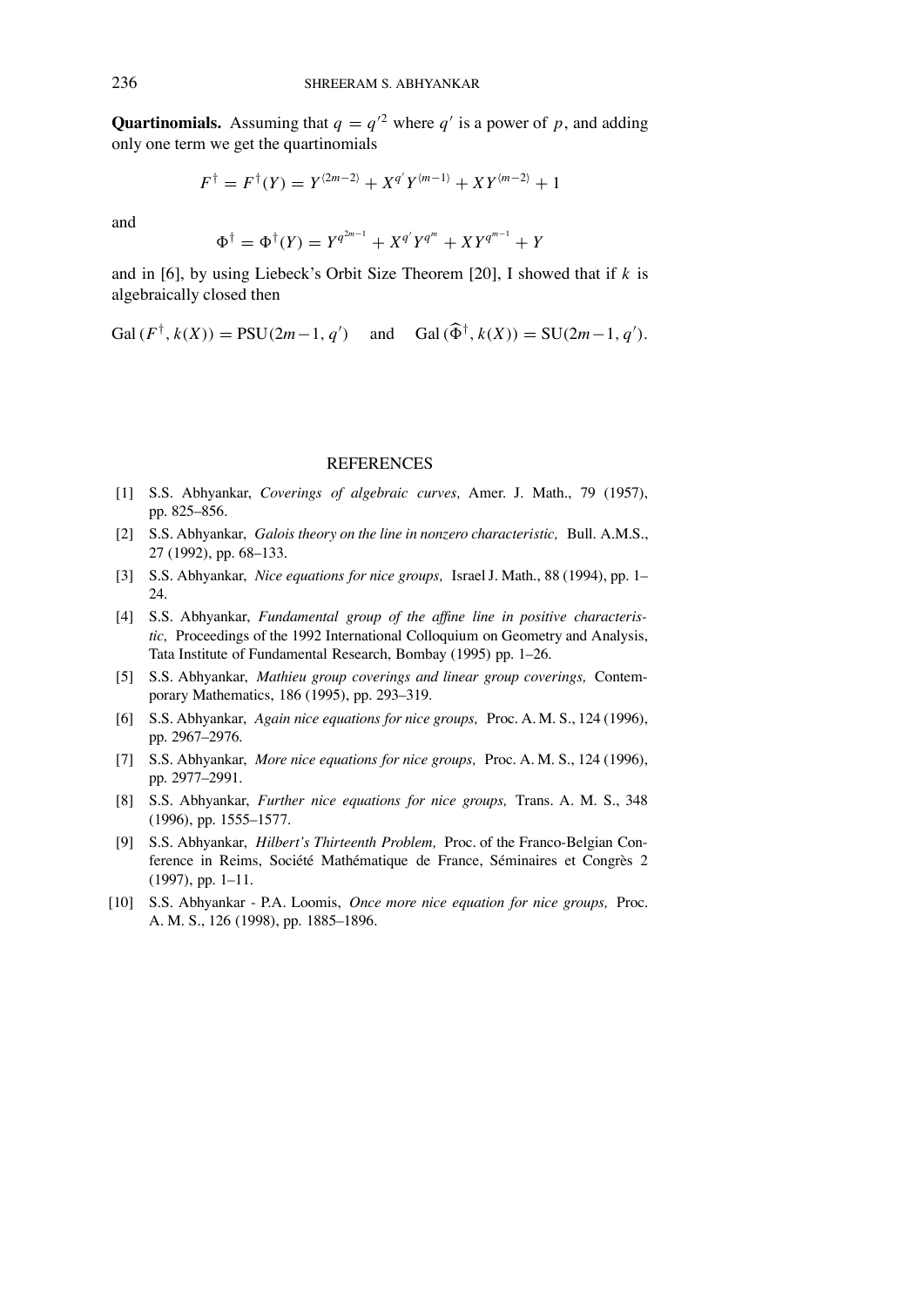**Quartinomials.** Assuming that $q = q'^2$ where $q'$ is a power of $p$, and adding only one term we get the quartinomials

$$F^\dagger = F^\dagger(Y) = Y^{\langle 2m-2\rangle} + X^{q'}Y^{\langle m-1\rangle} + XY^{\langle m-2\rangle} + 1$$

and

$$\Phi^\dagger = \Phi^\dagger(Y) = Y^{q^{2m-1}} + X^{q'}Y^{q^m} + XY^{q^{m-1}} + Y$$

and in [6], by using Liebeck's Orbit Size Theorem [20], I showed that if $k$ is algebraically closed then

$$\mathrm{Gal}\,(F^\dagger, k(X)) = \mathrm{PSU}(2m-1, q') \quad \text{and} \quad \mathrm{Gal}\,(\widehat{\Phi}^\dagger, k(X)) = \mathrm{SU}(2m-1, q').$$

## REFERENCES

[1] S.S. Abhyankar, *Coverings of algebraic curves,* Amer. J. Math., 79 (1957), pp. 825–856.

[2] S.S. Abhyankar, *Galois theory on the line in nonzero characteristic,* Bull. A.M.S., 27 (1992), pp. 68–133.

[3] S.S. Abhyankar, *Nice equations for nice groups,* Israel J. Math., 88 (1994), pp. 1–24.

[4] S.S. Abhyankar, *Fundamental group of the affine line in positive characteristic,* Proceedings of the 1992 International Colloquium on Geometry and Analysis, Tata Institute of Fundamental Research, Bombay (1995) pp. 1–26.

[5] S.S. Abhyankar, *Mathieu group coverings and linear group coverings,* Contemporary Mathematics, 186 (1995), pp. 293–319.

[6] S.S. Abhyankar, *Again nice equations for nice groups,* Proc. A. M. S., 124 (1996), pp. 2967–2976.

[7] S.S. Abhyankar, *More nice equations for nice groups,* Proc. A. M. S., 124 (1996), pp. 2977–2991.

[8] S.S. Abhyankar, *Further nice equations for nice groups,* Trans. A. M. S., 348 (1996), pp. 1555–1577.

[9] S.S. Abhyankar, *Hilbert's Thirteenth Problem,* Proc. of the Franco-Belgian Conference in Reims, Société Mathématique de France, Séminaires et Congrès 2 (1997), pp. 1–11.

[10] S.S. Abhyankar - P.A. Loomis, *Once more nice equation for nice groups,* Proc. A. M. S., 126 (1998), pp. 1885–1896.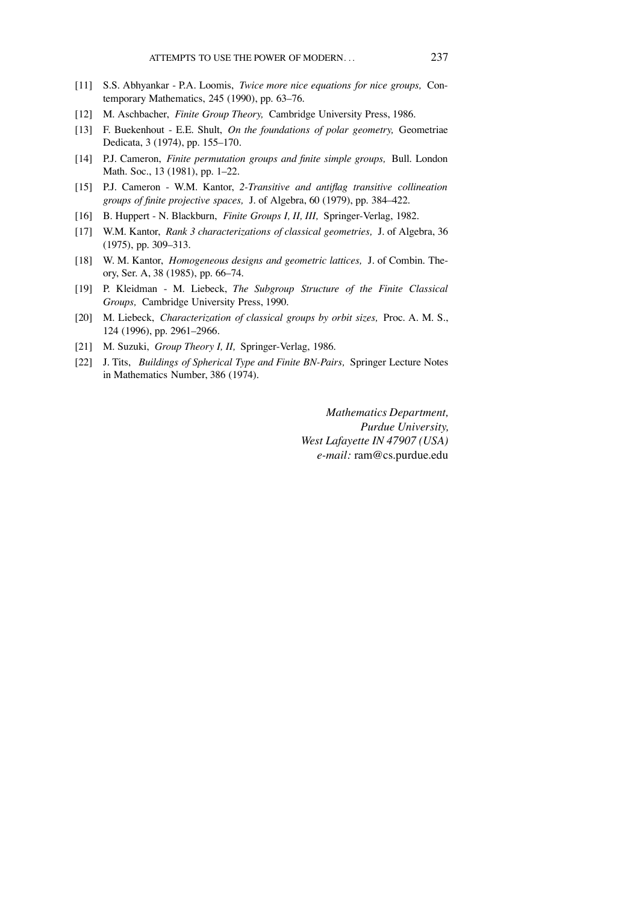[11] S.S. Abhyankar - P.A. Loomis, *Twice more nice equations for nice groups,* Contemporary Mathematics, 245 (1990), pp. 63–76.

[12] M. Aschbacher, *Finite Group Theory,* Cambridge University Press, 1986.

[13] F. Buekenhout - E.E. Shult, *On the foundations of polar geometry,* Geometriae Dedicata, 3 (1974), pp. 155–170.

[14] P.J. Cameron, *Finite permutation groups and finite simple groups,* Bull. London Math. Soc., 13 (1981), pp. 1–22.

[15] P.J. Cameron - W.M. Kantor, *2-Transitive and antiflag transitive collineation groups of finite projective spaces,* J. of Algebra, 60 (1979), pp. 384–422.

[16] B. Huppert - N. Blackburn, *Finite Groups I, II, III,* Springer-Verlag, 1982.

[17] W.M. Kantor, *Rank 3 characterizations of classical geometries,* J. of Algebra, 36 (1975), pp. 309–313.

[18] W. M. Kantor, *Homogeneous designs and geometric lattices,* J. of Combin. Theory, Ser. A, 38 (1985), pp. 66–74.

[19] P. Kleidman - M. Liebeck, *The Subgroup Structure of the Finite Classical Groups,* Cambridge University Press, 1990.

[20] M. Liebeck, *Characterization of classical groups by orbit sizes,* Proc. A. M. S., 124 (1996), pp. 2961–2966.

[21] M. Suzuki, *Group Theory I, II,* Springer-Verlag, 1986.

[22] J. Tits, *Buildings of Spherical Type and Finite BN-Pairs,* Springer Lecture Notes in Mathematics Number, 386 (1974).

*Mathematics Department,*
*Purdue University,*
*West Lafayette IN 47907 (USA)*
*e-mail:* ram@cs.purdue.edu